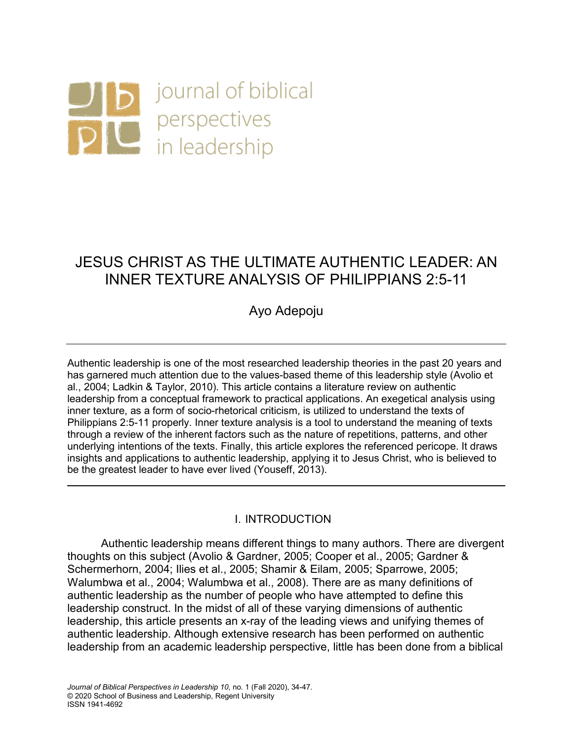journal of biblical perspectives in leadership

# JESUS CHRIST AS THE ULTIMATE AUTHENTIC LEADER: AN INNER TEXTURE ANALYSIS OF PHILIPPIANS 2:5-11

Ayo Adepoju

---

Authentic leadership is one of the most researched leadership theories in the past 20 years and has garnered much attention due to the values-based theme of this leadership style (Avolio et al., 2004; Ladkin & Taylor, 2010). This article contains a literature review on authentic leadership from a conceptual framework to practical applications. An exegetical analysis using inner texture, as a form of socio-rhetorical criticism, is utilized to understand the texts of Philippians 2:5-11 properly. Inner texture analysis is a tool to understand the meaning of texts through a review of the inherent factors such as the nature of repetitions, patterns, and other underlying intentions of the texts. Finally, this article explores the referenced pericope. It draws insights and applications to authentic leadership, applying it to Jesus Christ, who is believed to be the greatest leader to have ever lived (Youseff, 2013).

---

## I. INTRODUCTION

Authentic leadership means different things to many authors. There are divergent thoughts on this subject (Avolio & Gardner, 2005; Cooper et al., 2005; Gardner & Schermerhorn, 2004; Ilies et al., 2005; Shamir & Eilam, 2005; Sparrowe, 2005; Walumbwa et al., 2004; Walumbwa et al., 2008). There are as many definitions of authentic leadership as the number of people who have attempted to define this leadership construct. In the midst of all of these varying dimensions of authentic leadership, this article presents an x-ray of the leading views and unifying themes of authentic leadership. Although extensive research has been performed on authentic leadership from an academic leadership perspective, little has been done from a biblical

*Journal of Biblical Perspectives in Leadership 10*, no. 1 (Fall 2020), 34-47.
© 2020 School of Business and Leadership, Regent University
ISSN 1941-4692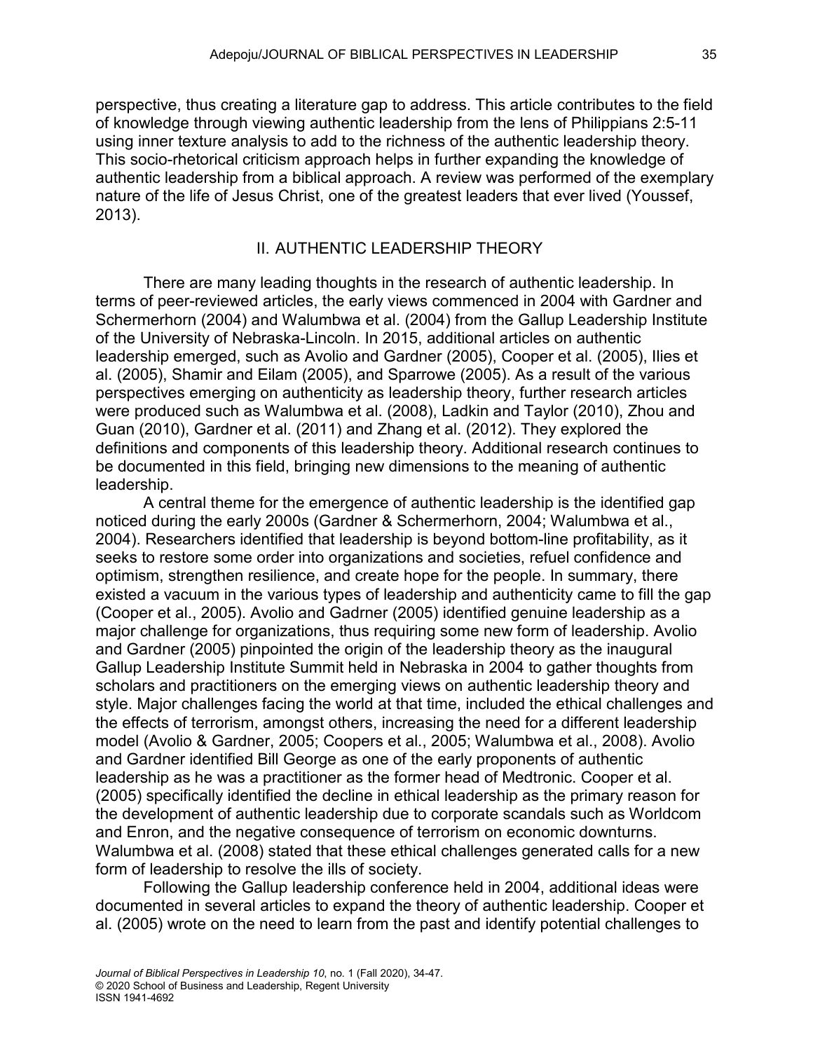perspective, thus creating a literature gap to address. This article contributes to the field of knowledge through viewing authentic leadership from the lens of Philippians 2:5-11 using inner texture analysis to add to the richness of the authentic leadership theory. This socio-rhetorical criticism approach helps in further expanding the knowledge of authentic leadership from a biblical approach. A review was performed of the exemplary nature of the life of Jesus Christ, one of the greatest leaders that ever lived (Youssef, 2013).

## II. AUTHENTIC LEADERSHIP THEORY

There are many leading thoughts in the research of authentic leadership. In terms of peer-reviewed articles, the early views commenced in 2004 with Gardner and Schermerhorn (2004) and Walumbwa et al. (2004) from the Gallup Leadership Institute of the University of Nebraska-Lincoln. In 2015, additional articles on authentic leadership emerged, such as Avolio and Gardner (2005), Cooper et al. (2005), Ilies et al. (2005), Shamir and Eilam (2005), and Sparrowe (2005). As a result of the various perspectives emerging on authenticity as leadership theory, further research articles were produced such as Walumbwa et al. (2008), Ladkin and Taylor (2010), Zhou and Guan (2010), Gardner et al. (2011) and Zhang et al. (2012). They explored the definitions and components of this leadership theory. Additional research continues to be documented in this field, bringing new dimensions to the meaning of authentic leadership.

A central theme for the emergence of authentic leadership is the identified gap noticed during the early 2000s (Gardner & Schermerhorn, 2004; Walumbwa et al., 2004). Researchers identified that leadership is beyond bottom-line profitability, as it seeks to restore some order into organizations and societies, refuel confidence and optimism, strengthen resilience, and create hope for the people. In summary, there existed a vacuum in the various types of leadership and authenticity came to fill the gap (Cooper et al., 2005). Avolio and Gadrner (2005) identified genuine leadership as a major challenge for organizations, thus requiring some new form of leadership. Avolio and Gardner (2005) pinpointed the origin of the leadership theory as the inaugural Gallup Leadership Institute Summit held in Nebraska in 2004 to gather thoughts from scholars and practitioners on the emerging views on authentic leadership theory and style. Major challenges facing the world at that time, included the ethical challenges and the effects of terrorism, amongst others, increasing the need for a different leadership model (Avolio & Gardner, 2005; Coopers et al., 2005; Walumbwa et al., 2008). Avolio and Gardner identified Bill George as one of the early proponents of authentic leadership as he was a practitioner as the former head of Medtronic. Cooper et al. (2005) specifically identified the decline in ethical leadership as the primary reason for the development of authentic leadership due to corporate scandals such as Worldcom and Enron, and the negative consequence of terrorism on economic downturns. Walumbwa et al. (2008) stated that these ethical challenges generated calls for a new form of leadership to resolve the ills of society.

Following the Gallup leadership conference held in 2004, additional ideas were documented in several articles to expand the theory of authentic leadership. Cooper et al. (2005) wrote on the need to learn from the past and identify potential challenges to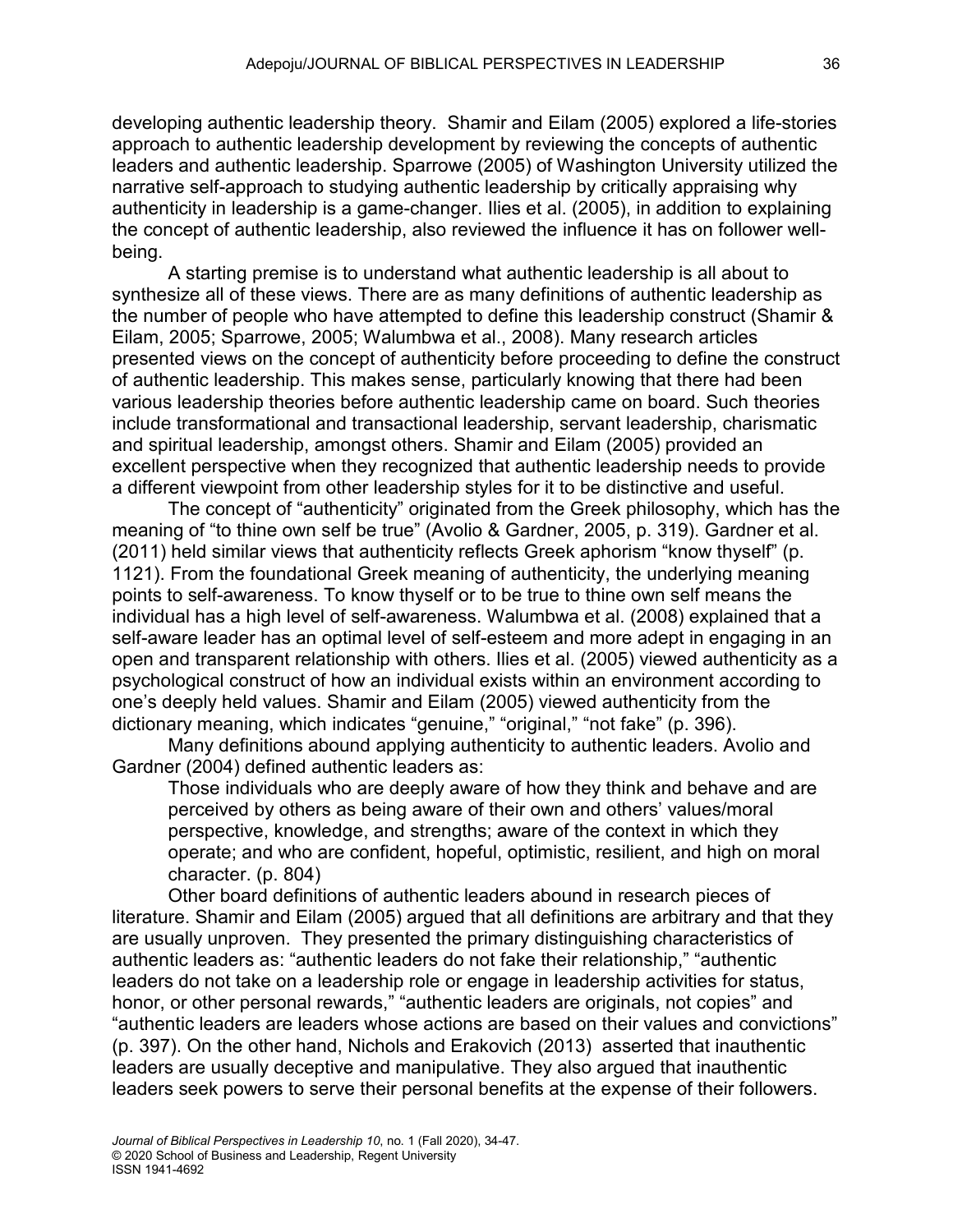developing authentic leadership theory. Shamir and Eilam (2005) explored a life-stories approach to authentic leadership development by reviewing the concepts of authentic leaders and authentic leadership. Sparrowe (2005) of Washington University utilized the narrative self-approach to studying authentic leadership by critically appraising why authenticity in leadership is a game-changer. Ilies et al. (2005), in addition to explaining the concept of authentic leadership, also reviewed the influence it has on follower well-being.

A starting premise is to understand what authentic leadership is all about to synthesize all of these views. There are as many definitions of authentic leadership as the number of people who have attempted to define this leadership construct (Shamir & Eilam, 2005; Sparrowe, 2005; Walumbwa et al., 2008). Many research articles presented views on the concept of authenticity before proceeding to define the construct of authentic leadership. This makes sense, particularly knowing that there had been various leadership theories before authentic leadership came on board. Such theories include transformational and transactional leadership, servant leadership, charismatic and spiritual leadership, amongst others. Shamir and Eilam (2005) provided an excellent perspective when they recognized that authentic leadership needs to provide a different viewpoint from other leadership styles for it to be distinctive and useful.

The concept of "authenticity" originated from the Greek philosophy, which has the meaning of "to thine own self be true" (Avolio & Gardner, 2005, p. 319). Gardner et al. (2011) held similar views that authenticity reflects Greek aphorism "know thyself" (p. 1121). From the foundational Greek meaning of authenticity, the underlying meaning points to self-awareness. To know thyself or to be true to thine own self means the individual has a high level of self-awareness. Walumbwa et al. (2008) explained that a self-aware leader has an optimal level of self-esteem and more adept in engaging in an open and transparent relationship with others. Ilies et al. (2005) viewed authenticity as a psychological construct of how an individual exists within an environment according to one's deeply held values. Shamir and Eilam (2005) viewed authenticity from the dictionary meaning, which indicates "genuine," "original," "not fake" (p. 396).

Many definitions abound applying authenticity to authentic leaders. Avolio and Gardner (2004) defined authentic leaders as:

> Those individuals who are deeply aware of how they think and behave and are perceived by others as being aware of their own and others' values/moral perspective, knowledge, and strengths; aware of the context in which they operate; and who are confident, hopeful, optimistic, resilient, and high on moral character. (p. 804)

Other board definitions of authentic leaders abound in research pieces of literature. Shamir and Eilam (2005) argued that all definitions are arbitrary and that they are usually unproven. They presented the primary distinguishing characteristics of authentic leaders as: "authentic leaders do not fake their relationship," "authentic leaders do not take on a leadership role or engage in leadership activities for status, honor, or other personal rewards," "authentic leaders are originals, not copies" and "authentic leaders are leaders whose actions are based on their values and convictions" (p. 397). On the other hand, Nichols and Erakovich (2013) asserted that inauthentic leaders are usually deceptive and manipulative. They also argued that inauthentic leaders seek powers to serve their personal benefits at the expense of their followers.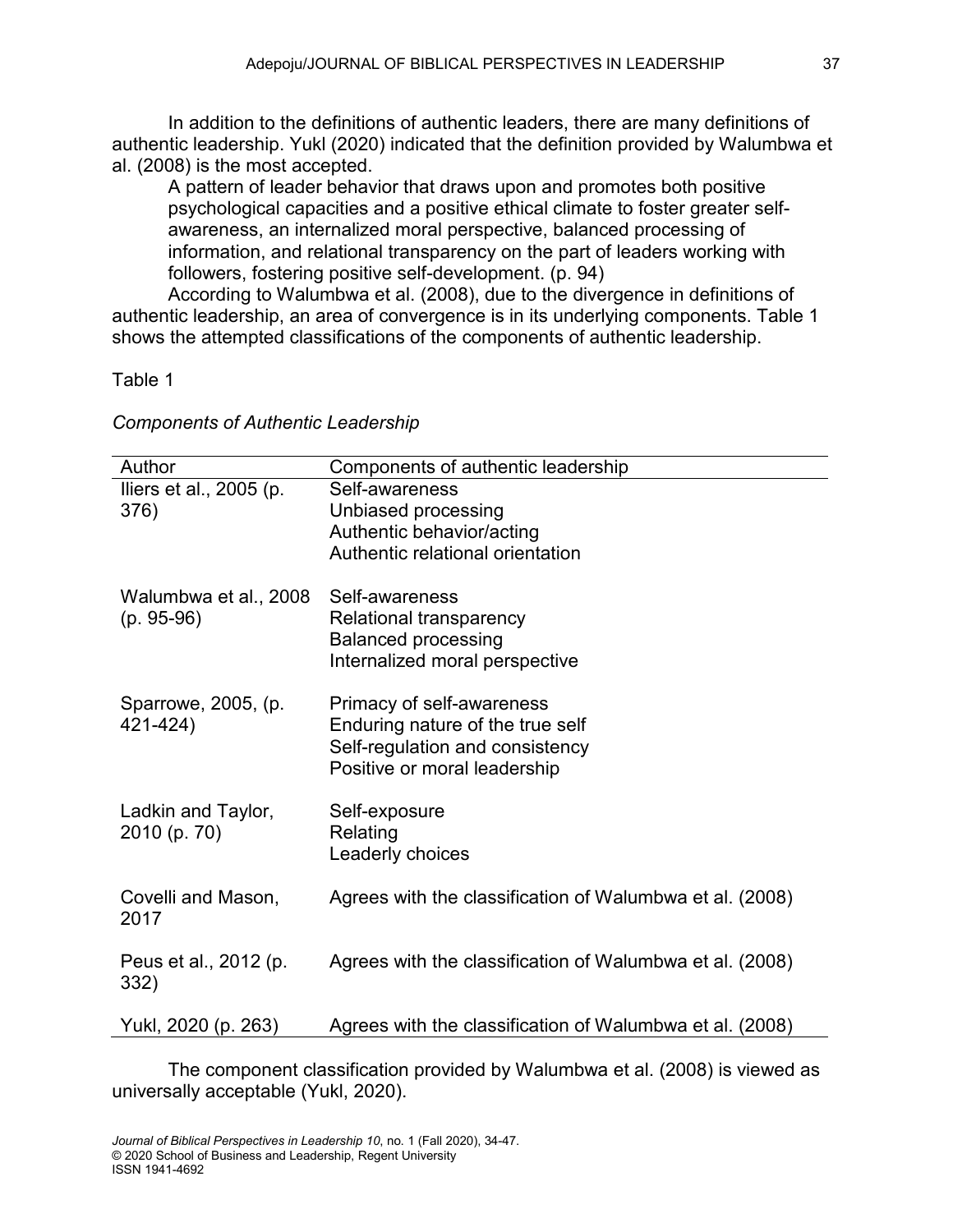In addition to the definitions of authentic leaders, there are many definitions of authentic leadership. Yukl (2020) indicated that the definition provided by Walumbwa et al. (2008) is the most accepted.

> A pattern of leader behavior that draws upon and promotes both positive psychological capacities and a positive ethical climate to foster greater self-awareness, an internalized moral perspective, balanced processing of information, and relational transparency on the part of leaders working with followers, fostering positive self-development. (p. 94)

According to Walumbwa et al. (2008), due to the divergence in definitions of authentic leadership, an area of convergence is in its underlying components. Table 1 shows the attempted classifications of the components of authentic leadership.

Table 1

*Components of Authentic Leadership*

| Author | Components of authentic leadership |
|---|---|
| Iliers et al., 2005 (p. 376) | Self-awareness<br>Unbiased processing<br>Authentic behavior/acting<br>Authentic relational orientation |
| Walumbwa et al., 2008 (p. 95-96) | Self-awareness<br>Relational transparency<br>Balanced processing<br>Internalized moral perspective |
| Sparrowe, 2005, (p. 421-424) | Primacy of self-awareness<br>Enduring nature of the true self<br>Self-regulation and consistency<br>Positive or moral leadership |
| Ladkin and Taylor, 2010 (p. 70) | Self-exposure<br>Relating<br>Leaderly choices |
| Covelli and Mason, 2017 | Agrees with the classification of Walumbwa et al. (2008) |
| Peus et al., 2012 (p. 332) | Agrees with the classification of Walumbwa et al. (2008) |
| Yukl, 2020 (p. 263) | Agrees with the classification of Walumbwa et al. (2008) |

The component classification provided by Walumbwa et al. (2008) is viewed as universally acceptable (Yukl, 2020).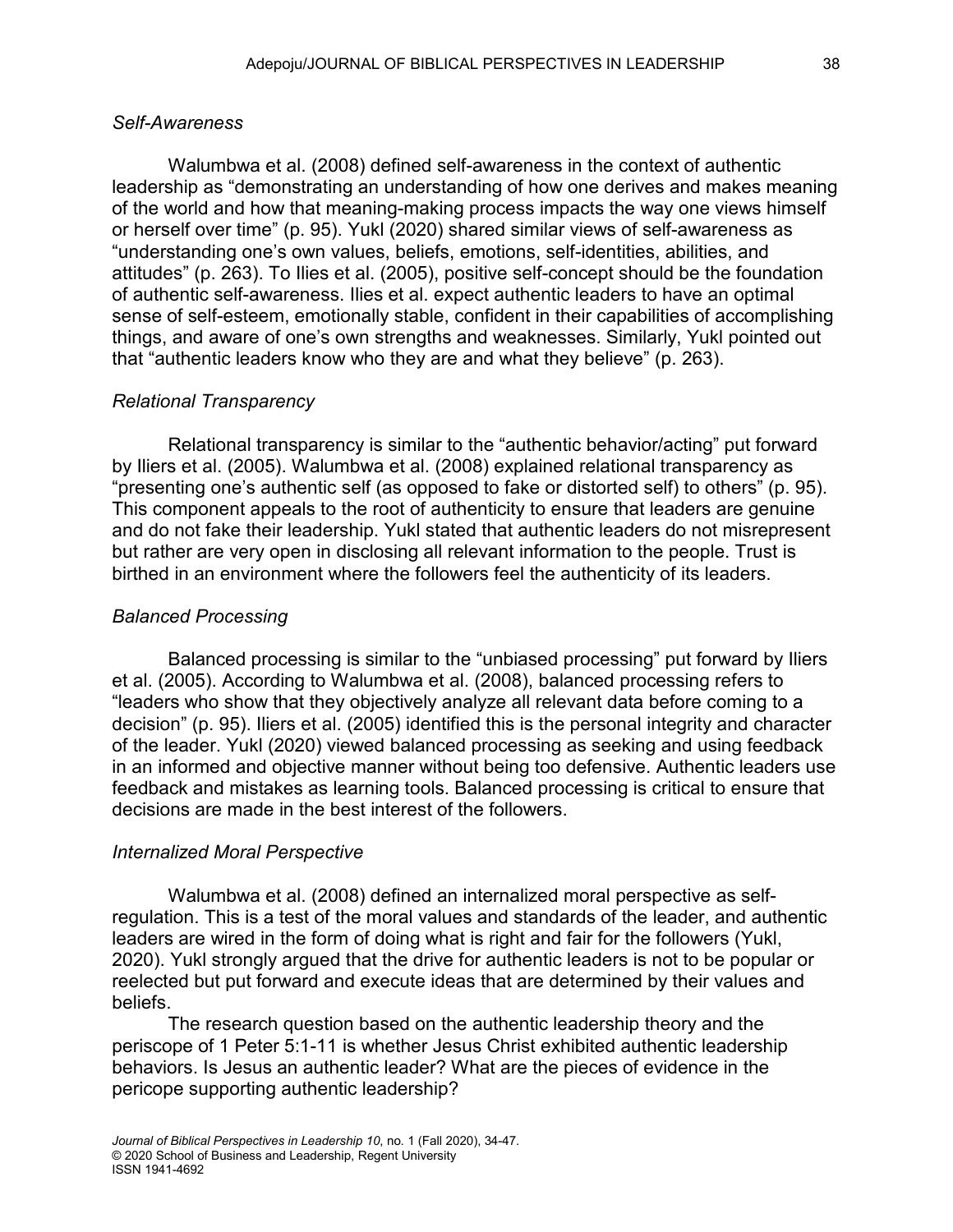### *Self-Awareness*

Walumbwa et al. (2008) defined self-awareness in the context of authentic leadership as “demonstrating an understanding of how one derives and makes meaning of the world and how that meaning-making process impacts the way one views himself or herself over time” (p. 95). Yukl (2020) shared similar views of self-awareness as “understanding one’s own values, beliefs, emotions, self-identities, abilities, and attitudes” (p. 263). To Ilies et al. (2005), positive self-concept should be the foundation of authentic self-awareness. Ilies et al. expect authentic leaders to have an optimal sense of self-esteem, emotionally stable, confident in their capabilities of accomplishing things, and aware of one’s own strengths and weaknesses. Similarly, Yukl pointed out that “authentic leaders know who they are and what they believe” (p. 263).

### *Relational Transparency*

Relational transparency is similar to the “authentic behavior/acting” put forward by Iliers et al. (2005). Walumbwa et al. (2008) explained relational transparency as “presenting one’s authentic self (as opposed to fake or distorted self) to others” (p. 95). This component appeals to the root of authenticity to ensure that leaders are genuine and do not fake their leadership. Yukl stated that authentic leaders do not misrepresent but rather are very open in disclosing all relevant information to the people. Trust is birthed in an environment where the followers feel the authenticity of its leaders.

### *Balanced Processing*

Balanced processing is similar to the “unbiased processing” put forward by Iliers et al. (2005). According to Walumbwa et al. (2008), balanced processing refers to “leaders who show that they objectively analyze all relevant data before coming to a decision” (p. 95). Iliers et al. (2005) identified this is the personal integrity and character of the leader. Yukl (2020) viewed balanced processing as seeking and using feedback in an informed and objective manner without being too defensive. Authentic leaders use feedback and mistakes as learning tools. Balanced processing is critical to ensure that decisions are made in the best interest of the followers.

### *Internalized Moral Perspective*

Walumbwa et al. (2008) defined an internalized moral perspective as self-regulation. This is a test of the moral values and standards of the leader, and authentic leaders are wired in the form of doing what is right and fair for the followers (Yukl, 2020). Yukl strongly argued that the drive for authentic leaders is not to be popular or reelected but put forward and execute ideas that are determined by their values and beliefs.

The research question based on the authentic leadership theory and the periscope of 1 Peter 5:1-11 is whether Jesus Christ exhibited authentic leadership behaviors. Is Jesus an authentic leader? What are the pieces of evidence in the pericope supporting authentic leadership?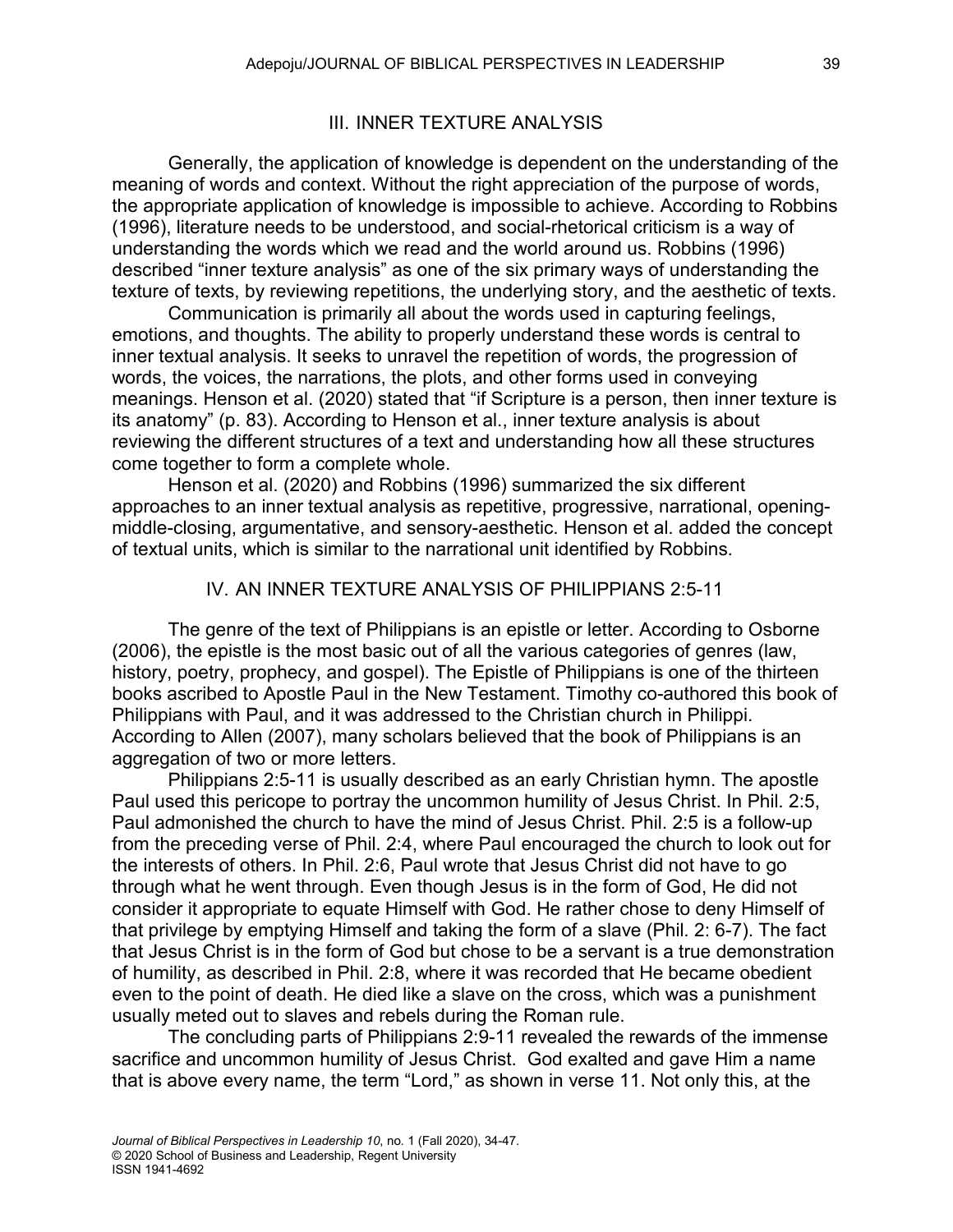## III. INNER TEXTURE ANALYSIS

Generally, the application of knowledge is dependent on the understanding of the meaning of words and context. Without the right appreciation of the purpose of words, the appropriate application of knowledge is impossible to achieve. According to Robbins (1996), literature needs to be understood, and social-rhetorical criticism is a way of understanding the words which we read and the world around us. Robbins (1996) described "inner texture analysis" as one of the six primary ways of understanding the texture of texts, by reviewing repetitions, the underlying story, and the aesthetic of texts.

Communication is primarily all about the words used in capturing feelings, emotions, and thoughts. The ability to properly understand these words is central to inner textual analysis. It seeks to unravel the repetition of words, the progression of words, the voices, the narrations, the plots, and other forms used in conveying meanings. Henson et al. (2020) stated that "if Scripture is a person, then inner texture is its anatomy" (p. 83). According to Henson et al., inner texture analysis is about reviewing the different structures of a text and understanding how all these structures come together to form a complete whole.

Henson et al. (2020) and Robbins (1996) summarized the six different approaches to an inner textual analysis as repetitive, progressive, narrational, opening-middle-closing, argumentative, and sensory-aesthetic. Henson et al. added the concept of textual units, which is similar to the narrational unit identified by Robbins.

## IV. AN INNER TEXTURE ANALYSIS OF PHILIPPIANS 2:5-11

The genre of the text of Philippians is an epistle or letter. According to Osborne (2006), the epistle is the most basic out of all the various categories of genres (law, history, poetry, prophecy, and gospel). The Epistle of Philippians is one of the thirteen books ascribed to Apostle Paul in the New Testament. Timothy co-authored this book of Philippians with Paul, and it was addressed to the Christian church in Philippi. According to Allen (2007), many scholars believed that the book of Philippians is an aggregation of two or more letters.

Philippians 2:5-11 is usually described as an early Christian hymn. The apostle Paul used this pericope to portray the uncommon humility of Jesus Christ. In Phil. 2:5, Paul admonished the church to have the mind of Jesus Christ. Phil. 2:5 is a follow-up from the preceding verse of Phil. 2:4, where Paul encouraged the church to look out for the interests of others. In Phil. 2:6, Paul wrote that Jesus Christ did not have to go through what he went through. Even though Jesus is in the form of God, He did not consider it appropriate to equate Himself with God. He rather chose to deny Himself of that privilege by emptying Himself and taking the form of a slave (Phil. 2: 6-7). The fact that Jesus Christ is in the form of God but chose to be a servant is a true demonstration of humility, as described in Phil. 2:8, where it was recorded that He became obedient even to the point of death. He died like a slave on the cross, which was a punishment usually meted out to slaves and rebels during the Roman rule.

The concluding parts of Philippians 2:9-11 revealed the rewards of the immense sacrifice and uncommon humility of Jesus Christ. God exalted and gave Him a name that is above every name, the term "Lord," as shown in verse 11. Not only this, at the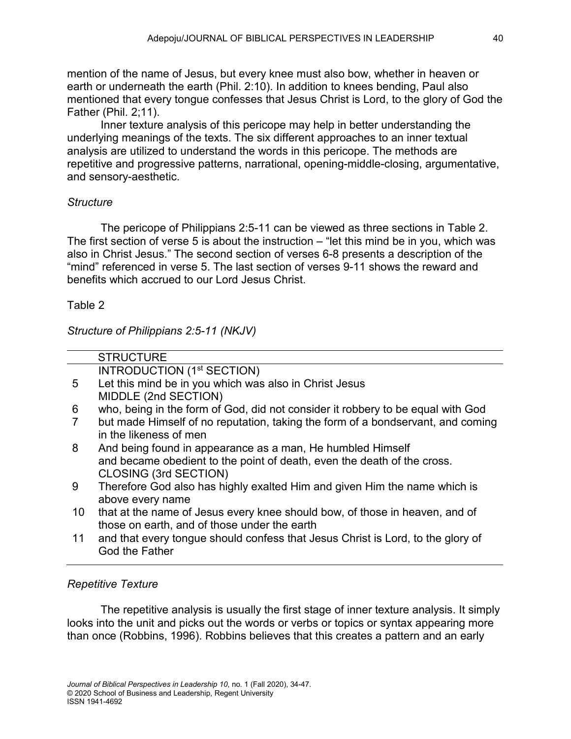mention of the name of Jesus, but every knee must also bow, whether in heaven or earth or underneath the earth (Phil. 2:10). In addition to knees bending, Paul also mentioned that every tongue confesses that Jesus Christ is Lord, to the glory of God the Father (Phil. 2;11).

Inner texture analysis of this pericope may help in better understanding the underlying meanings of the texts. The six different approaches to an inner textual analysis are utilized to understand the words in this pericope. The methods are repetitive and progressive patterns, narrational, opening-middle-closing, argumentative, and sensory-aesthetic.

*Structure*

The pericope of Philippians 2:5-11 can be viewed as three sections in Table 2. The first section of verse 5 is about the instruction – "let this mind be in you, which was also in Christ Jesus." The second section of verses 6-8 presents a description of the "mind" referenced in verse 5. The last section of verses 9-11 shows the reward and benefits which accrued to our Lord Jesus Christ.

Table 2

*Structure of Philippians 2:5-11 (NKJV)*

| | STRUCTURE |
|---|---|
| | INTRODUCTION (1st SECTION) |
| 5 | Let this mind be in you which was also in Christ Jesus |
| | MIDDLE (2nd SECTION) |
| 6 | who, being in the form of God, did not consider it robbery to be equal with God |
| 7 | but made Himself of no reputation, taking the form of a bondservant, and coming in the likeness of men |
| 8 | And being found in appearance as a man, He humbled Himself and became obedient to the point of death, even the death of the cross. |
| | CLOSING (3rd SECTION) |
| 9 | Therefore God also has highly exalted Him and given Him the name which is above every name |
| 10 | that at the name of Jesus every knee should bow, of those in heaven, and of those on earth, and of those under the earth |
| 11 | and that every tongue should confess that Jesus Christ is Lord, to the glory of God the Father |

*Repetitive Texture*

The repetitive analysis is usually the first stage of inner texture analysis. It simply looks into the unit and picks out the words or verbs or topics or syntax appearing more than once (Robbins, 1996). Robbins believes that this creates a pattern and an early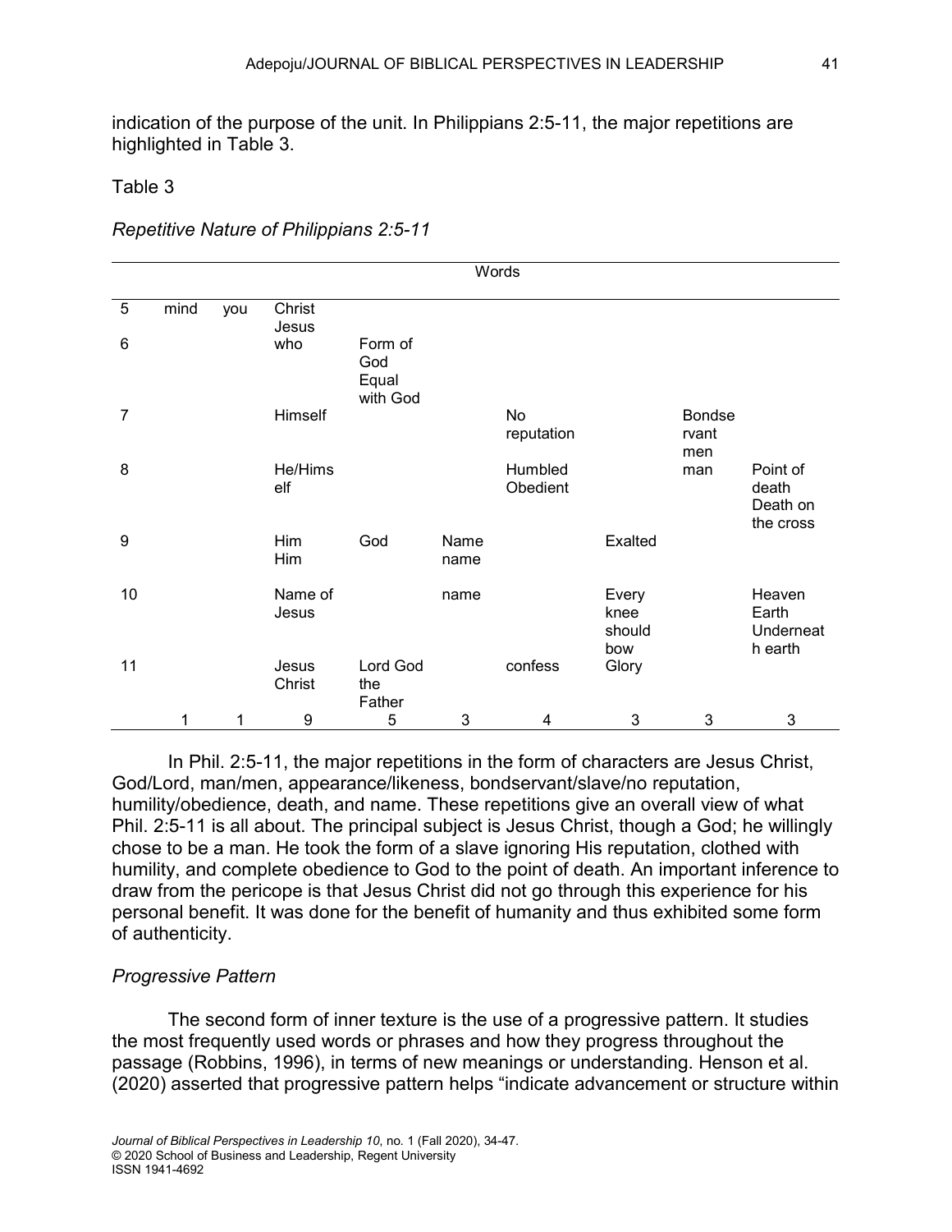indication of the purpose of the unit. In Philippians 2:5-11, the major repetitions are highlighted in Table 3.

Table 3

*Repetitive Nature of Philippians 2:5-11*

| | Words | | | | | | | | |
|---|---|---|---|---|---|---|---|---|---|
| 5 | mind | you | Christ Jesus | | | | | | |
| 6 | | | who | Form of God Equal with God | | | | | |
| 7 | | | Himself | | | No reputation | | Bondservant men | |
| 8 | | | He/Himself | | | Humbled Obedient | | man | Point of death Death on the cross |
| 9 | | | Him Him | God | Name name | | Exalted | | |
| 10 | | | Name of Jesus | | name | | Every knee should bow | | Heaven Earth Underneath earth |
| 11 | | | Jesus Christ | Lord God the Father | | confess | Glory | | |
| | 1 | 1 | 9 | 5 | 3 | 4 | 3 | 3 | 3 |

In Phil. 2:5-11, the major repetitions in the form of characters are Jesus Christ, God/Lord, man/men, appearance/likeness, bondservant/slave/no reputation, humility/obedience, death, and name. These repetitions give an overall view of what Phil. 2:5-11 is all about. The principal subject is Jesus Christ, though a God; he willingly chose to be a man. He took the form of a slave ignoring His reputation, clothed with humility, and complete obedience to God to the point of death. An important inference to draw from the pericope is that Jesus Christ did not go through this experience for his personal benefit. It was done for the benefit of humanity and thus exhibited some form of authenticity.

### *Progressive Pattern*

The second form of inner texture is the use of a progressive pattern. It studies the most frequently used words or phrases and how they progress throughout the passage (Robbins, 1996), in terms of new meanings or understanding. Henson et al. (2020) asserted that progressive pattern helps "indicate advancement or structure within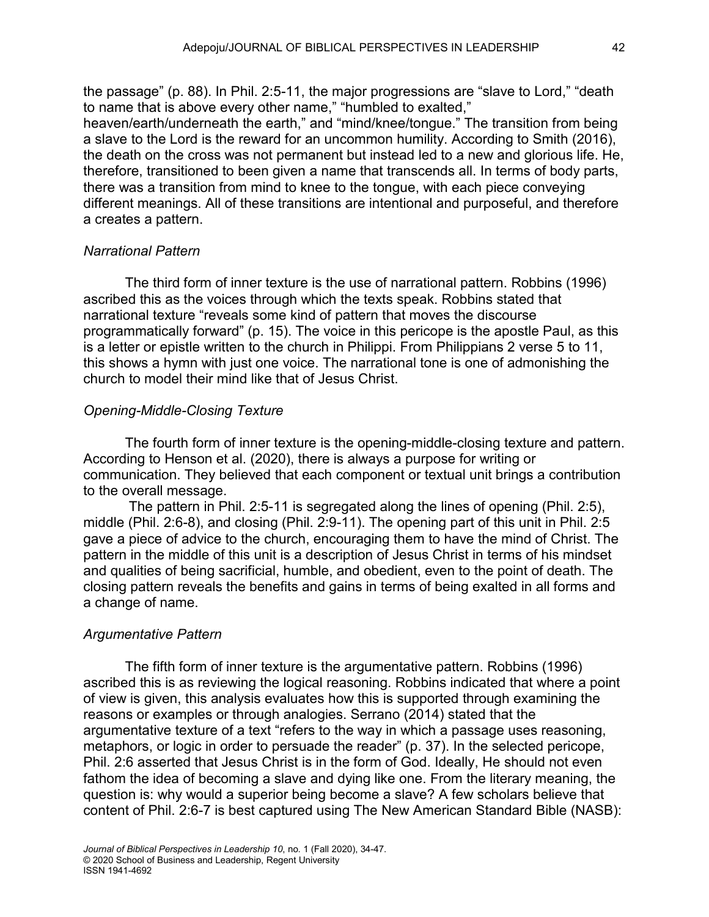the passage" (p. 88). In Phil. 2:5-11, the major progressions are "slave to Lord," "death to name that is above every other name," "humbled to exalted," heaven/earth/underneath the earth," and "mind/knee/tongue." The transition from being a slave to the Lord is the reward for an uncommon humility. According to Smith (2016), the death on the cross was not permanent but instead led to a new and glorious life. He, therefore, transitioned to been given a name that transcends all. In terms of body parts, there was a transition from mind to knee to the tongue, with each piece conveying different meanings. All of these transitions are intentional and purposeful, and therefore a creates a pattern.

### *Narrational Pattern*

The third form of inner texture is the use of narrational pattern. Robbins (1996) ascribed this as the voices through which the texts speak. Robbins stated that narrational texture "reveals some kind of pattern that moves the discourse programmatically forward" (p. 15). The voice in this pericope is the apostle Paul, as this is a letter or epistle written to the church in Philippi. From Philippians 2 verse 5 to 11, this shows a hymn with just one voice. The narrational tone is one of admonishing the church to model their mind like that of Jesus Christ.

### *Opening-Middle-Closing Texture*

The fourth form of inner texture is the opening-middle-closing texture and pattern. According to Henson et al. (2020), there is always a purpose for writing or communication. They believed that each component or textual unit brings a contribution to the overall message.

The pattern in Phil. 2:5-11 is segregated along the lines of opening (Phil. 2:5), middle (Phil. 2:6-8), and closing (Phil. 2:9-11). The opening part of this unit in Phil. 2:5 gave a piece of advice to the church, encouraging them to have the mind of Christ. The pattern in the middle of this unit is a description of Jesus Christ in terms of his mindset and qualities of being sacrificial, humble, and obedient, even to the point of death. The closing pattern reveals the benefits and gains in terms of being exalted in all forms and a change of name.

### *Argumentative Pattern*

The fifth form of inner texture is the argumentative pattern. Robbins (1996) ascribed this is as reviewing the logical reasoning. Robbins indicated that where a point of view is given, this analysis evaluates how this is supported through examining the reasons or examples or through analogies. Serrano (2014) stated that the argumentative texture of a text "refers to the way in which a passage uses reasoning, metaphors, or logic in order to persuade the reader" (p. 37). In the selected pericope, Phil. 2:6 asserted that Jesus Christ is in the form of God. Ideally, He should not even fathom the idea of becoming a slave and dying like one. From the literary meaning, the question is: why would a superior being become a slave? A few scholars believe that content of Phil. 2:6-7 is best captured using The New American Standard Bible (NASB):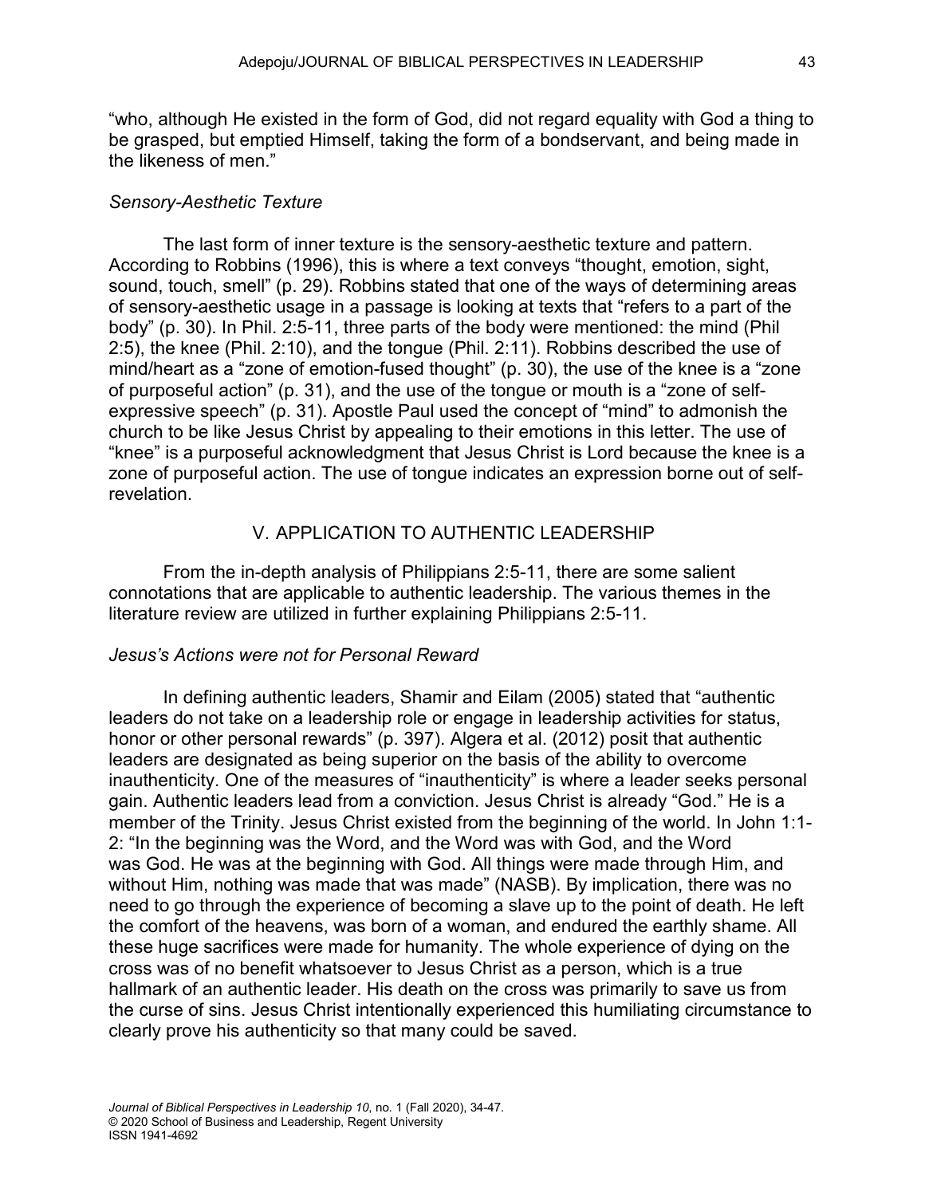"who, although He existed in the form of God, did not regard equality with God a thing to be grasped, but emptied Himself, taking the form of a bondservant, and being made in the likeness of men."

### *Sensory-Aesthetic Texture*

The last form of inner texture is the sensory-aesthetic texture and pattern. According to Robbins (1996), this is where a text conveys "thought, emotion, sight, sound, touch, smell" (p. 29). Robbins stated that one of the ways of determining areas of sensory-aesthetic usage in a passage is looking at texts that "refers to a part of the body" (p. 30). In Phil. 2:5-11, three parts of the body were mentioned: the mind (Phil 2:5), the knee (Phil. 2:10), and the tongue (Phil. 2:11). Robbins described the use of mind/heart as a "zone of emotion-fused thought" (p. 30), the use of the knee is a "zone of purposeful action" (p. 31), and the use of the tongue or mouth is a "zone of self-expressive speech" (p. 31). Apostle Paul used the concept of "mind" to admonish the church to be like Jesus Christ by appealing to their emotions in this letter. The use of "knee" is a purposeful acknowledgment that Jesus Christ is Lord because the knee is a zone of purposeful action. The use of tongue indicates an expression borne out of self-revelation.

## V. APPLICATION TO AUTHENTIC LEADERSHIP

From the in-depth analysis of Philippians 2:5-11, there are some salient connotations that are applicable to authentic leadership. The various themes in the literature review are utilized in further explaining Philippians 2:5-11.

### *Jesus's Actions were not for Personal Reward*

In defining authentic leaders, Shamir and Eilam (2005) stated that "authentic leaders do not take on a leadership role or engage in leadership activities for status, honor or other personal rewards" (p. 397). Algera et al. (2012) posit that authentic leaders are designated as being superior on the basis of the ability to overcome inauthenticity. One of the measures of "inauthenticity" is where a leader seeks personal gain. Authentic leaders lead from a conviction. Jesus Christ is already "God." He is a member of the Trinity. Jesus Christ existed from the beginning of the world. In John 1:1-2: "In the beginning was the Word, and the Word was with God, and the Word was God. He was at the beginning with God. All things were made through Him, and without Him, nothing was made that was made" (NASB). By implication, there was no need to go through the experience of becoming a slave up to the point of death. He left the comfort of the heavens, was born of a woman, and endured the earthly shame. All these huge sacrifices were made for humanity. The whole experience of dying on the cross was of no benefit whatsoever to Jesus Christ as a person, which is a true hallmark of an authentic leader. His death on the cross was primarily to save us from the curse of sins. Jesus Christ intentionally experienced this humiliating circumstance to clearly prove his authenticity so that many could be saved.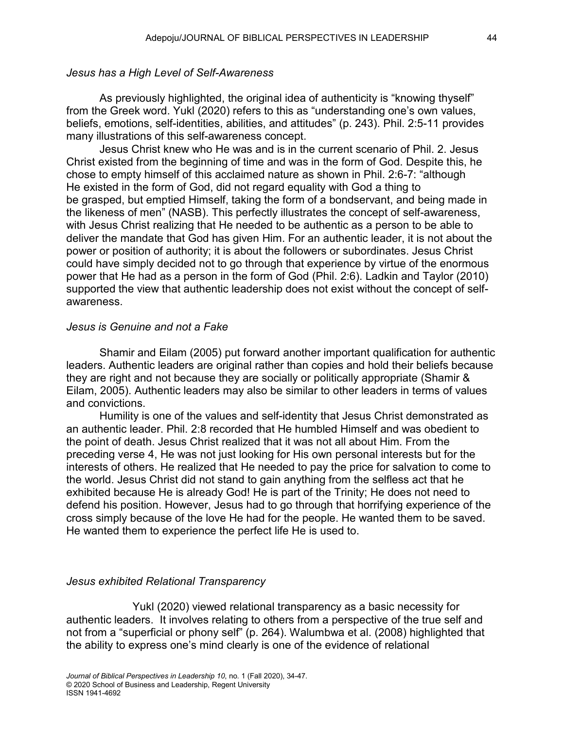*Jesus has a High Level of Self-Awareness*

As previously highlighted, the original idea of authenticity is "knowing thyself" from the Greek word. Yukl (2020) refers to this as "understanding one's own values, beliefs, emotions, self-identities, abilities, and attitudes" (p. 243). Phil. 2:5-11 provides many illustrations of this self-awareness concept.

Jesus Christ knew who He was and is in the current scenario of Phil. 2. Jesus Christ existed from the beginning of time and was in the form of God. Despite this, he chose to empty himself of this acclaimed nature as shown in Phil. 2:6-7: "although He existed in the form of God, did not regard equality with God a thing to be grasped, but emptied Himself, taking the form of a bondservant, and being made in the likeness of men" (NASB). This perfectly illustrates the concept of self-awareness, with Jesus Christ realizing that He needed to be authentic as a person to be able to deliver the mandate that God has given Him. For an authentic leader, it is not about the power or position of authority; it is about the followers or subordinates. Jesus Christ could have simply decided not to go through that experience by virtue of the enormous power that He had as a person in the form of God (Phil. 2:6). Ladkin and Taylor (2010) supported the view that authentic leadership does not exist without the concept of self-awareness.

*Jesus is Genuine and not a Fake*

Shamir and Eilam (2005) put forward another important qualification for authentic leaders. Authentic leaders are original rather than copies and hold their beliefs because they are right and not because they are socially or politically appropriate (Shamir & Eilam, 2005). Authentic leaders may also be similar to other leaders in terms of values and convictions.

Humility is one of the values and self-identity that Jesus Christ demonstrated as an authentic leader. Phil. 2:8 recorded that He humbled Himself and was obedient to the point of death. Jesus Christ realized that it was not all about Him. From the preceding verse 4, He was not just looking for His own personal interests but for the interests of others. He realized that He needed to pay the price for salvation to come to the world. Jesus Christ did not stand to gain anything from the selfless act that he exhibited because He is already God! He is part of the Trinity; He does not need to defend his position. However, Jesus had to go through that horrifying experience of the cross simply because of the love He had for the people. He wanted them to be saved. He wanted them to experience the perfect life He is used to.

*Jesus exhibited Relational Transparency*

Yukl (2020) viewed relational transparency as a basic necessity for authentic leaders. It involves relating to others from a perspective of the true self and not from a "superficial or phony self" (p. 264). Walumbwa et al. (2008) highlighted that the ability to express one's mind clearly is one of the evidence of relational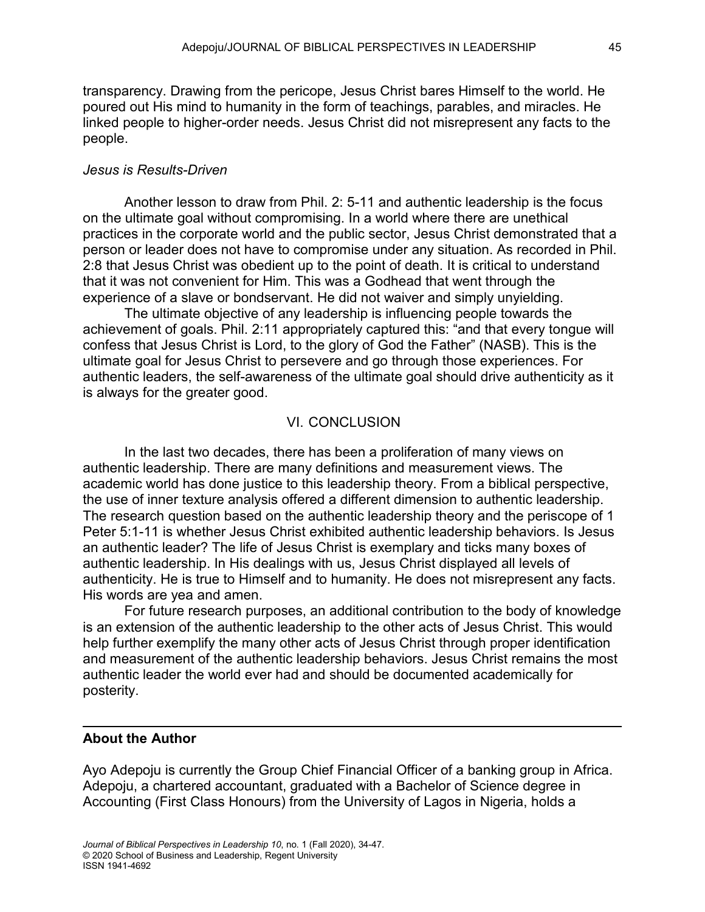transparency. Drawing from the pericope, Jesus Christ bares Himself to the world. He poured out His mind to humanity in the form of teachings, parables, and miracles. He linked people to higher-order needs. Jesus Christ did not misrepresent any facts to the people.

*Jesus is Results-Driven*

Another lesson to draw from Phil. 2: 5-11 and authentic leadership is the focus on the ultimate goal without compromising. In a world where there are unethical practices in the corporate world and the public sector, Jesus Christ demonstrated that a person or leader does not have to compromise under any situation. As recorded in Phil. 2:8 that Jesus Christ was obedient up to the point of death. It is critical to understand that it was not convenient for Him. This was a Godhead that went through the experience of a slave or bondservant. He did not waiver and simply unyielding.

The ultimate objective of any leadership is influencing people towards the achievement of goals. Phil. 2:11 appropriately captured this: "and that every tongue will confess that Jesus Christ is Lord, to the glory of God the Father" (NASB). This is the ultimate goal for Jesus Christ to persevere and go through those experiences. For authentic leaders, the self-awareness of the ultimate goal should drive authenticity as it is always for the greater good.

## VI. CONCLUSION

In the last two decades, there has been a proliferation of many views on authentic leadership. There are many definitions and measurement views. The academic world has done justice to this leadership theory. From a biblical perspective, the use of inner texture analysis offered a different dimension to authentic leadership. The research question based on the authentic leadership theory and the periscope of 1 Peter 5:1-11 is whether Jesus Christ exhibited authentic leadership behaviors. Is Jesus an authentic leader? The life of Jesus Christ is exemplary and ticks many boxes of authentic leadership. In His dealings with us, Jesus Christ displayed all levels of authenticity. He is true to Himself and to humanity. He does not misrepresent any facts. His words are yea and amen.

For future research purposes, an additional contribution to the body of knowledge is an extension of the authentic leadership to the other acts of Jesus Christ. This would help further exemplify the many other acts of Jesus Christ through proper identification and measurement of the authentic leadership behaviors. Jesus Christ remains the most authentic leader the world ever had and should be documented academically for posterity.

---

**About the Author**

Ayo Adepoju is currently the Group Chief Financial Officer of a banking group in Africa. Adepoju, a chartered accountant, graduated with a Bachelor of Science degree in Accounting (First Class Honours) from the University of Lagos in Nigeria, holds a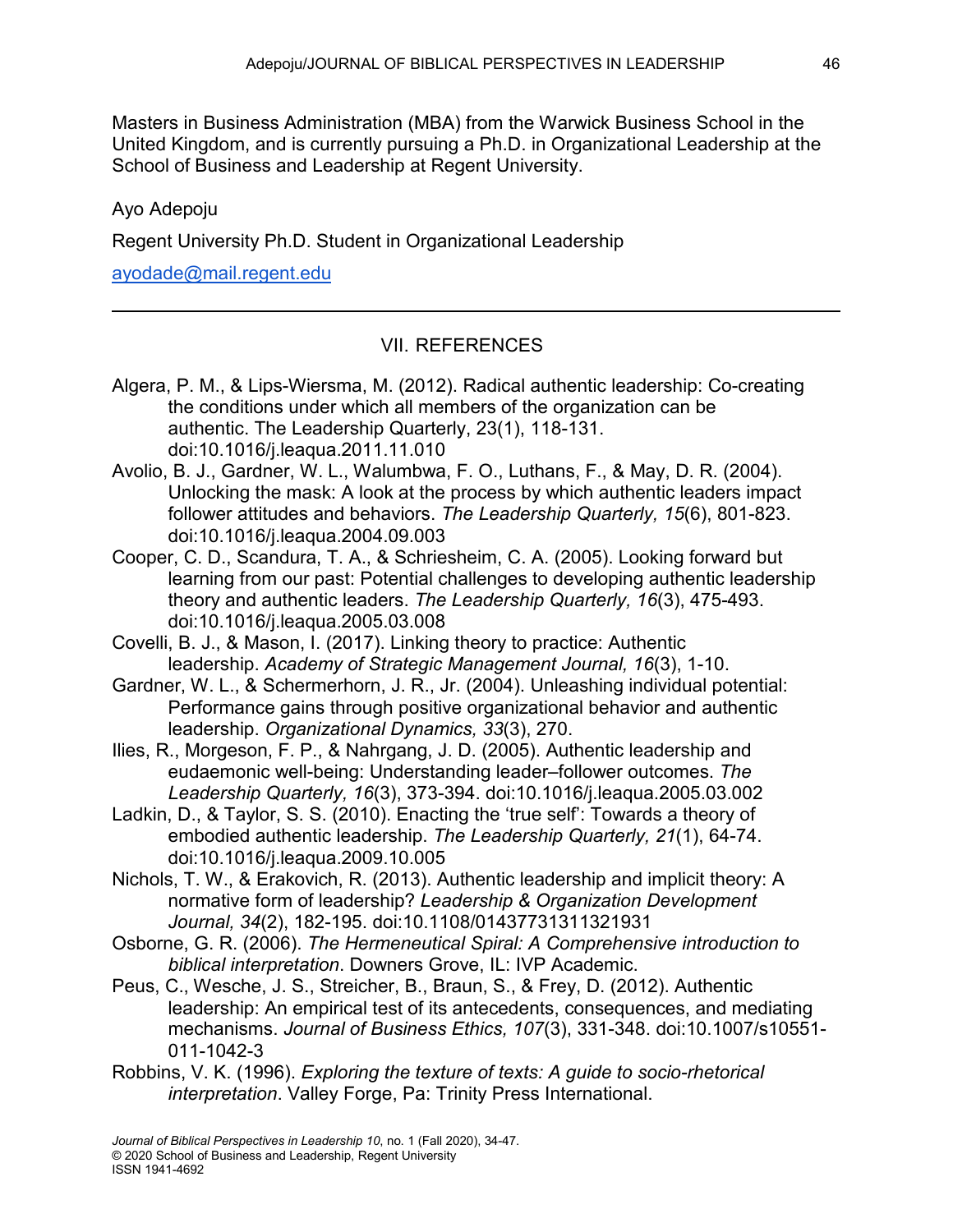Masters in Business Administration (MBA) from the Warwick Business School in the United Kingdom, and is currently pursuing a Ph.D. in Organizational Leadership at the School of Business and Leadership at Regent University.

Ayo Adepoju

Regent University Ph.D. Student in Organizational Leadership

ayodade@mail.regent.edu

---

## VII. REFERENCES

Algera, P. M., & Lips-Wiersma, M. (2012). Radical authentic leadership: Co-creating the conditions under which all members of the organization can be authentic. The Leadership Quarterly, 23(1), 118-131. doi:10.1016/j.leaqua.2011.11.010

Avolio, B. J., Gardner, W. L., Walumbwa, F. O., Luthans, F., & May, D. R. (2004). Unlocking the mask: A look at the process by which authentic leaders impact follower attitudes and behaviors. *The Leadership Quarterly, 15*(6), 801-823. doi:10.1016/j.leaqua.2004.09.003

Cooper, C. D., Scandura, T. A., & Schriesheim, C. A. (2005). Looking forward but learning from our past: Potential challenges to developing authentic leadership theory and authentic leaders. *The Leadership Quarterly, 16*(3), 475-493. doi:10.1016/j.leaqua.2005.03.008

Covelli, B. J., & Mason, I. (2017). Linking theory to practice: Authentic leadership. *Academy of Strategic Management Journal, 16*(3), 1-10.

Gardner, W. L., & Schermerhorn, J. R., Jr. (2004). Unleashing individual potential: Performance gains through positive organizational behavior and authentic leadership. *Organizational Dynamics, 33*(3), 270.

Ilies, R., Morgeson, F. P., & Nahrgang, J. D. (2005). Authentic leadership and eudaemonic well-being: Understanding leader–follower outcomes. *The Leadership Quarterly, 16*(3), 373-394. doi:10.1016/j.leaqua.2005.03.002

Ladkin, D., & Taylor, S. S. (2010). Enacting the 'true self': Towards a theory of embodied authentic leadership. *The Leadership Quarterly, 21*(1), 64-74. doi:10.1016/j.leaqua.2009.10.005

Nichols, T. W., & Erakovich, R. (2013). Authentic leadership and implicit theory: A normative form of leadership? *Leadership & Organization Development Journal, 34*(2), 182-195. doi:10.1108/01437731311321931

Osborne, G. R. (2006). *The Hermeneutical Spiral: A Comprehensive introduction to biblical interpretation*. Downers Grove, IL: IVP Academic.

Peus, C., Wesche, J. S., Streicher, B., Braun, S., & Frey, D. (2012). Authentic leadership: An empirical test of its antecedents, consequences, and mediating mechanisms. *Journal of Business Ethics, 107*(3), 331-348. doi:10.1007/s10551-011-1042-3

Robbins, V. K. (1996). *Exploring the texture of texts: A guide to socio-rhetorical interpretation*. Valley Forge, Pa: Trinity Press International.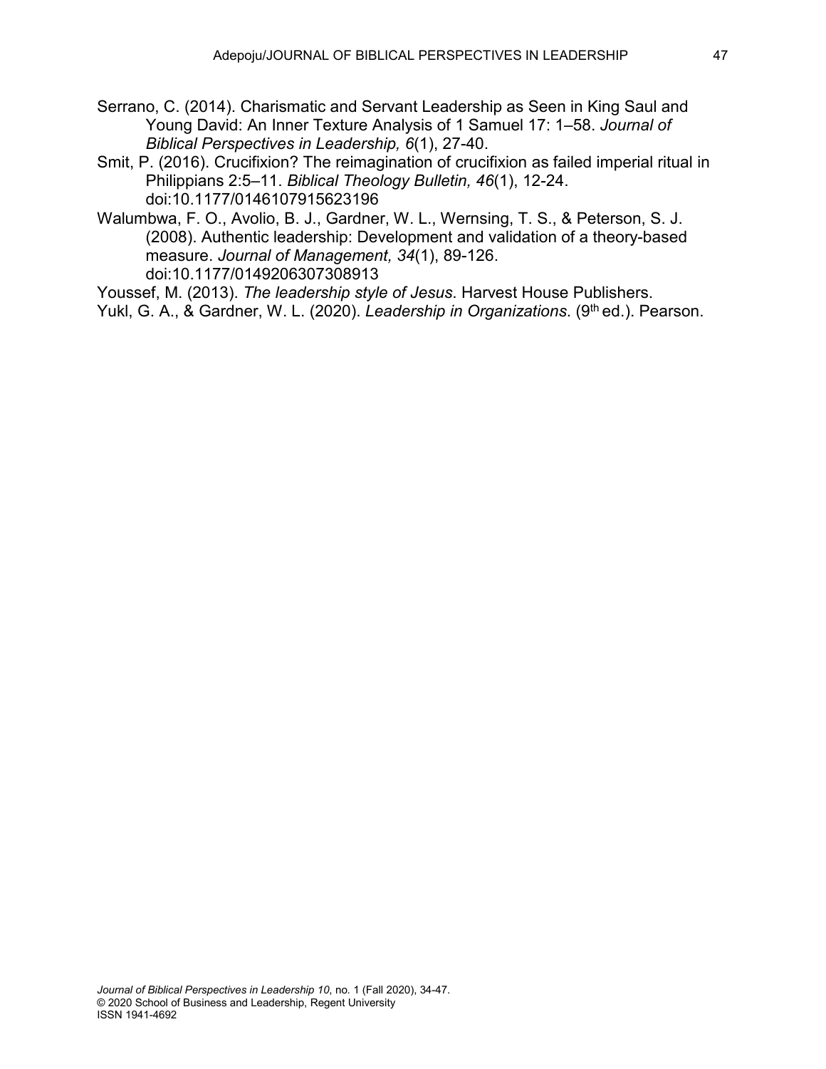Serrano, C. (2014). Charismatic and Servant Leadership as Seen in King Saul and Young David: An Inner Texture Analysis of 1 Samuel 17: 1–58. *Journal of Biblical Perspectives in Leadership, 6*(1), 27-40.

Smit, P. (2016). Crucifixion? The reimagination of crucifixion as failed imperial ritual in Philippians 2:5–11. *Biblical Theology Bulletin, 46*(1), 12-24. doi:10.1177/0146107915623196

Walumbwa, F. O., Avolio, B. J., Gardner, W. L., Wernsing, T. S., & Peterson, S. J. (2008). Authentic leadership: Development and validation of a theory-based measure. *Journal of Management, 34*(1), 89-126. doi:10.1177/0149206307308913

Youssef, M. (2013). *The leadership style of Jesus*. Harvest House Publishers.

Yukl, G. A., & Gardner, W. L. (2020). *Leadership in Organizations*. (9th ed.). Pearson.